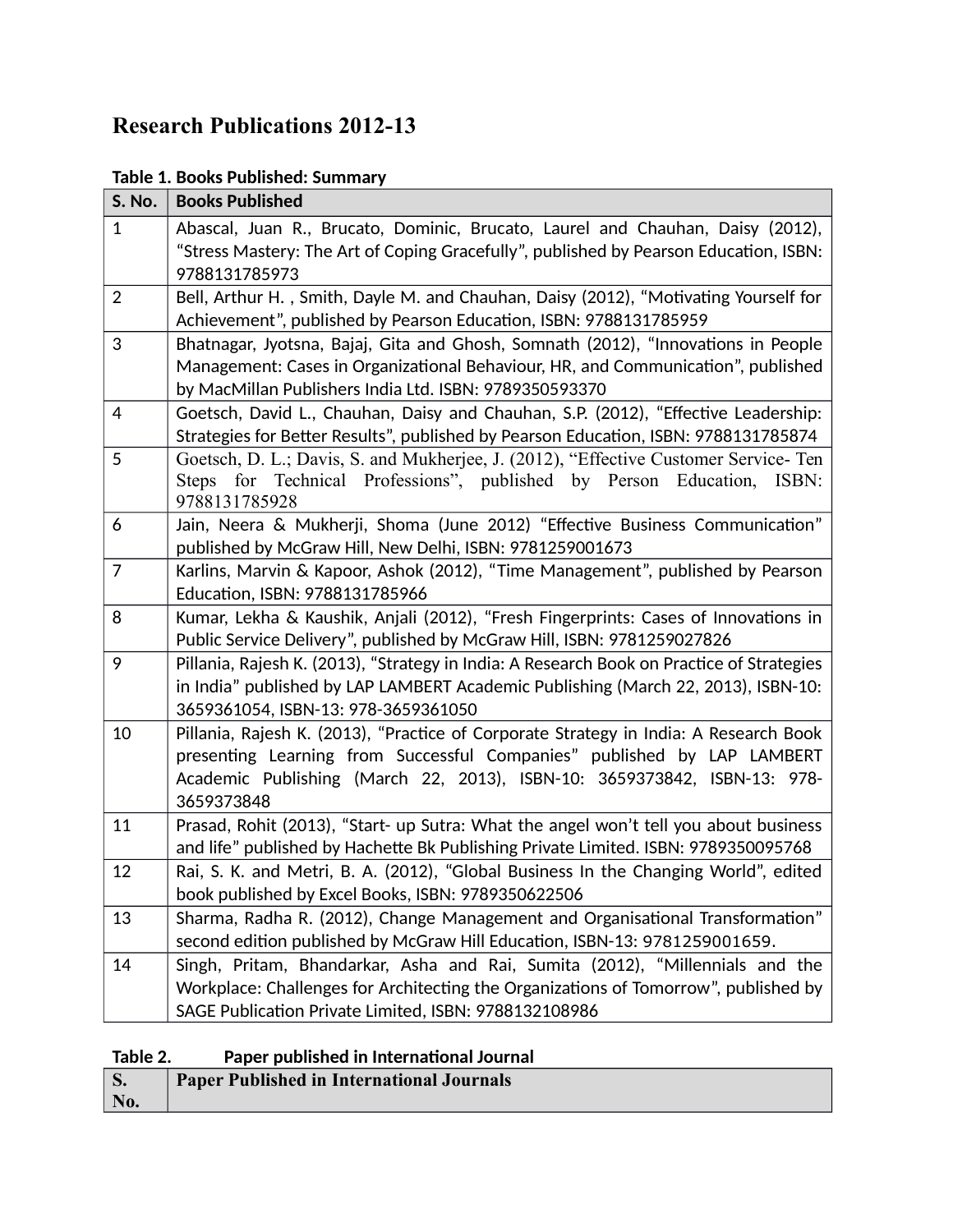# Research Publications 2012-13

**Table 1. Books Published: Summary**

| S. No. | Books Published |
|---|---|
| 1 | Abascal, Juan R., Brucato, Dominic, Brucato, Laurel and Chauhan, Daisy (2012), "Stress Mastery: The Art of Coping Gracefully", published by Pearson Education, ISBN: 9788131785973 |
| 2 | Bell, Arthur H. , Smith, Dayle M. and Chauhan, Daisy (2012), "Motivating Yourself for Achievement", published by Pearson Education, ISBN: 9788131785959 |
| 3 | Bhatnagar, Jyotsna, Bajaj, Gita and Ghosh, Somnath (2012), "Innovations in People Management: Cases in Organizational Behaviour, HR, and Communication", published by MacMillan Publishers India Ltd. ISBN: 9789350593370 |
| 4 | Goetsch, David L., Chauhan, Daisy and Chauhan, S.P. (2012), "Effective Leadership: Strategies for Better Results", published by Pearson Education, ISBN: 9788131785874 |
| 5 | Goetsch, D. L.; Davis, S. and Mukherjee, J. (2012), "Effective Customer Service- Ten Steps for Technical Professions", published by Person Education, ISBN: 9788131785928 |
| 6 | Jain, Neera & Mukherji, Shoma (June 2012) "Effective Business Communication" published by McGraw Hill, New Delhi, ISBN: 9781259001673 |
| 7 | Karlins, Marvin & Kapoor, Ashok (2012), "Time Management", published by Pearson Education, ISBN: 9788131785966 |
| 8 | Kumar, Lekha & Kaushik, Anjali (2012), "Fresh Fingerprints: Cases of Innovations in Public Service Delivery", published by McGraw Hill, ISBN: 9781259027826 |
| 9 | Pillania, Rajesh K. (2013), "Strategy in India: A Research Book on Practice of Strategies in India" published by LAP LAMBERT Academic Publishing (March 22, 2013), ISBN-10: 3659361054, ISBN-13: 978-3659361050 |
| 10 | Pillania, Rajesh K. (2013), "Practice of Corporate Strategy in India: A Research Book presenting Learning from Successful Companies" published by LAP LAMBERT Academic Publishing (March 22, 2013), ISBN-10: 3659373842, ISBN-13: 978-3659373848 |
| 11 | Prasad, Rohit (2013), "Start- up Sutra: What the angel won't tell you about business and life" published by Hachette Bk Publishing Private Limited. ISBN: 9789350095768 |
| 12 | Rai, S. K. and Metri, B. A. (2012), "Global Business In the Changing World", edited book published by Excel Books, ISBN: 9789350622506 |
| 13 | Sharma, Radha R. (2012), Change Management and Organisational Transformation" second edition published by McGraw Hill Education, ISBN-13: 9781259001659. |
| 14 | Singh, Pritam, Bhandarkar, Asha and Rai, Sumita (2012), "Millennials and the Workplace: Challenges for Architecting the Organizations of Tomorrow", published by SAGE Publication Private Limited, ISBN: 9788132108986 |

**Table 2. Paper published in International Journal**

| S. No. | Paper Published in International Journals |
|---|---|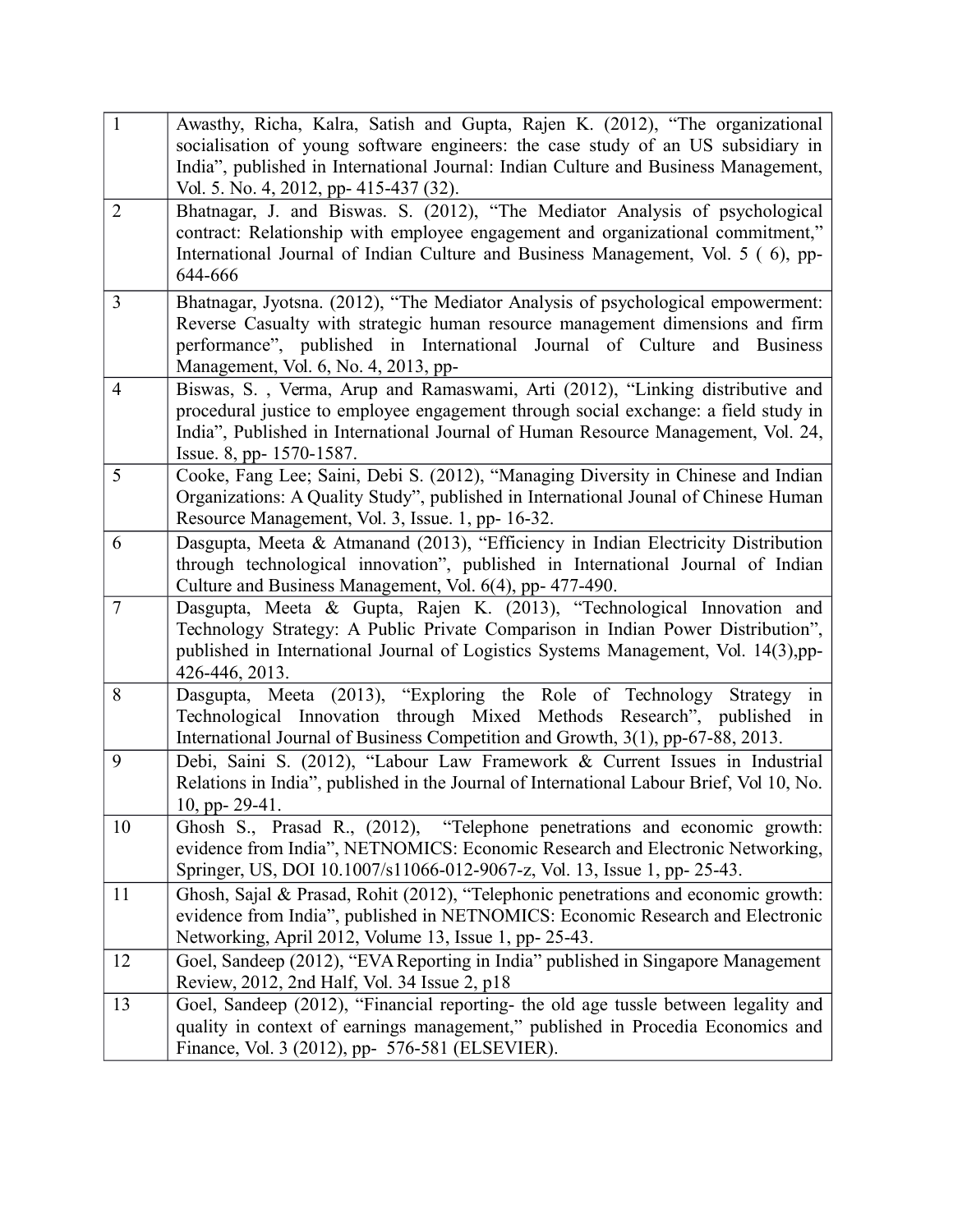| | |
|---|---|
| 1 | Awasthy, Richa, Kalra, Satish and Gupta, Rajen K. (2012), "The organizational socialisation of young software engineers: the case study of an US subsidiary in India", published in International Journal: Indian Culture and Business Management, Vol. 5. No. 4, 2012, pp- 415-437 (32). |
| 2 | Bhatnagar, J. and Biswas. S. (2012), "The Mediator Analysis of psychological contract: Relationship with employee engagement and organizational commitment," International Journal of Indian Culture and Business Management, Vol. 5 ( 6), pp- 644-666 |
| 3 | Bhatnagar, Jyotsna. (2012), "The Mediator Analysis of psychological empowerment: Reverse Casualty with strategic human resource management dimensions and firm performance", published in International Journal of Culture and Business Management, Vol. 6, No. 4, 2013, pp- |
| 4 | Biswas, S. , Verma, Arup and Ramaswami, Arti (2012), "Linking distributive and procedural justice to employee engagement through social exchange: a field study in India", Published in International Journal of Human Resource Management, Vol. 24, Issue. 8, pp- 1570-1587. |
| 5 | Cooke, Fang Lee; Saini, Debi S. (2012), "Managing Diversity in Chinese and Indian Organizations: A Quality Study", published in International Jounal of Chinese Human Resource Management, Vol. 3, Issue. 1, pp- 16-32. |
| 6 | Dasgupta, Meeta & Atmanand (2013), "Efficiency in Indian Electricity Distribution through technological innovation", published in International Journal of Indian Culture and Business Management, Vol. 6(4), pp- 477-490. |
| 7 | Dasgupta, Meeta & Gupta, Rajen K. (2013), "Technological Innovation and Technology Strategy: A Public Private Comparison in Indian Power Distribution", published in International Journal of Logistics Systems Management, Vol. 14(3),pp-426-446, 2013. |
| 8 | Dasgupta, Meeta (2013), "Exploring the Role of Technology Strategy in Technological Innovation through Mixed Methods Research", published in International Journal of Business Competition and Growth, 3(1), pp-67-88, 2013. |
| 9 | Debi, Saini S. (2012), "Labour Law Framework & Current Issues in Industrial Relations in India", published in the Journal of International Labour Brief, Vol 10, No. 10, pp- 29-41. |
| 10 | Ghosh S., Prasad R., (2012), "Telephone penetrations and economic growth: evidence from India", NETNOMICS: Economic Research and Electronic Networking, Springer, US, DOI 10.1007/s11066-012-9067-z, Vol. 13, Issue 1, pp- 25-43. |
| 11 | Ghosh, Sajal & Prasad, Rohit (2012), "Telephonic penetrations and economic growth: evidence from India", published in NETNOMICS: Economic Research and Electronic Networking, April 2012, Volume 13, Issue 1, pp- 25-43. |
| 12 | Goel, Sandeep (2012), "EVA Reporting in India" published in Singapore Management Review, 2012, 2nd Half, Vol. 34 Issue 2, p18 |
| 13 | Goel, Sandeep (2012), "Financial reporting- the old age tussle between legality and quality in context of earnings management," published in Procedia Economics and Finance, Vol. 3 (2012), pp- 576-581 (ELSEVIER). |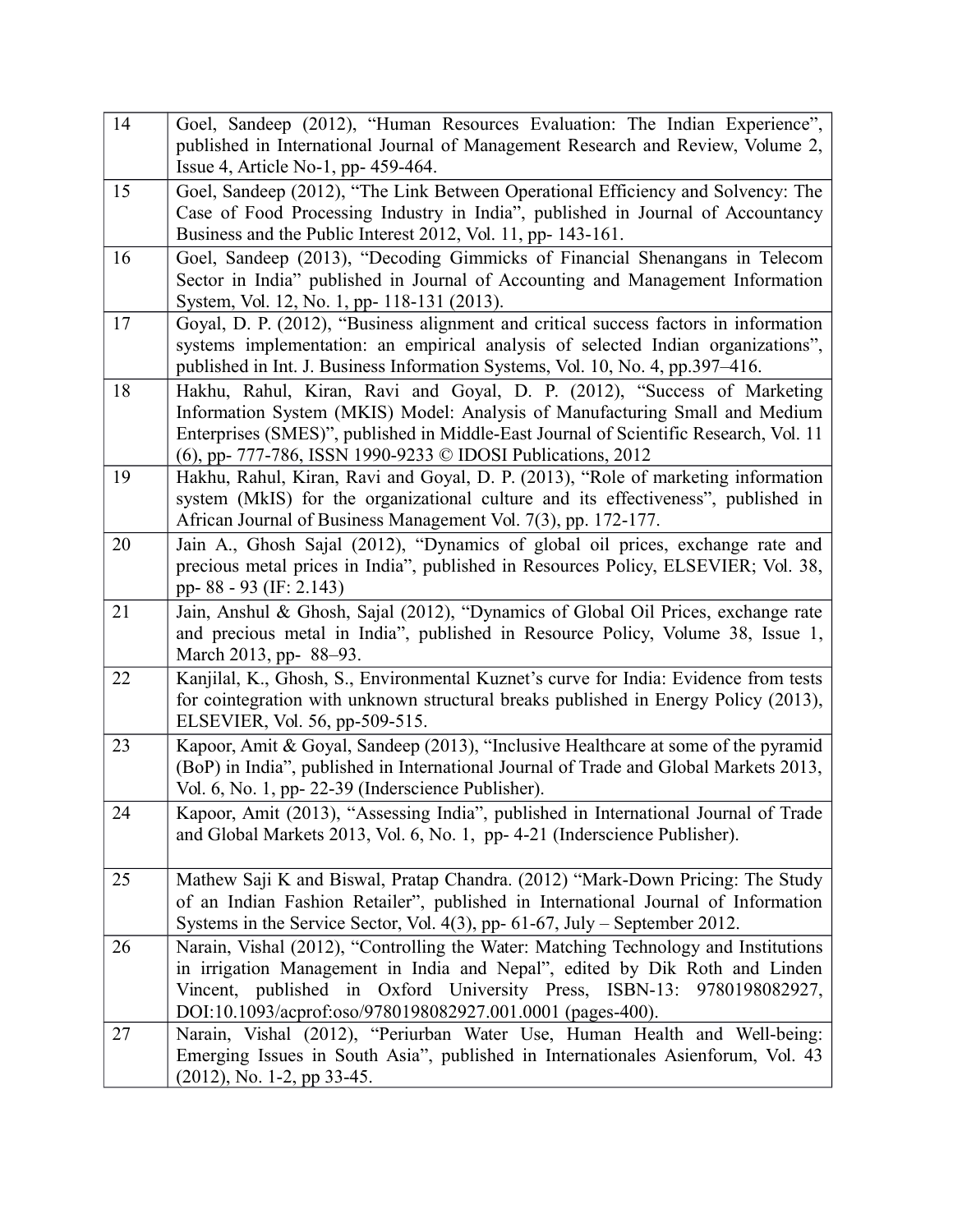| | |
|---|---|
| 14 | Goel, Sandeep (2012), "Human Resources Evaluation: The Indian Experience", published in International Journal of Management Research and Review, Volume 2, Issue 4, Article No-1, pp- 459-464. |
| 15 | Goel, Sandeep (2012), "The Link Between Operational Efficiency and Solvency: The Case of Food Processing Industry in India", published in Journal of Accountancy Business and the Public Interest 2012, Vol. 11, pp- 143-161. |
| 16 | Goel, Sandeep (2013), "Decoding Gimmicks of Financial Shenangans in Telecom Sector in India" published in Journal of Accounting and Management Information System, Vol. 12, No. 1, pp- 118-131 (2013). |
| 17 | Goyal, D. P. (2012), "Business alignment and critical success factors in information systems implementation: an empirical analysis of selected Indian organizations", published in Int. J. Business Information Systems, Vol. 10, No. 4, pp.397–416. |
| 18 | Hakhu, Rahul, Kiran, Ravi and Goyal, D. P. (2012), "Success of Marketing Information System (MKIS) Model: Analysis of Manufacturing Small and Medium Enterprises (SMES)", published in Middle-East Journal of Scientific Research, Vol. 11 (6), pp- 777-786, ISSN 1990-9233 © IDOSI Publications, 2012 |
| 19 | Hakhu, Rahul, Kiran, Ravi and Goyal, D. P. (2013), "Role of marketing information system (MkIS) for the organizational culture and its effectiveness", published in African Journal of Business Management Vol. 7(3), pp. 172-177. |
| 20 | Jain A., Ghosh Sajal (2012), "Dynamics of global oil prices, exchange rate and precious metal prices in India", published in Resources Policy, ELSEVIER; Vol. 38, pp- 88 - 93 (IF: 2.143) |
| 21 | Jain, Anshul & Ghosh, Sajal (2012), "Dynamics of Global Oil Prices, exchange rate and precious metal in India", published in Resource Policy, Volume 38, Issue 1, March 2013, pp- 88–93. |
| 22 | Kanjilal, K., Ghosh, S., Environmental Kuznet's curve for India: Evidence from tests for cointegration with unknown structural breaks published in Energy Policy (2013), ELSEVIER, Vol. 56, pp-509-515. |
| 23 | Kapoor, Amit & Goyal, Sandeep (2013), "Inclusive Healthcare at some of the pyramid (BoP) in India", published in International Journal of Trade and Global Markets 2013, Vol. 6, No. 1, pp- 22-39 (Inderscience Publisher). |
| 24 | Kapoor, Amit (2013), "Assessing India", published in International Journal of Trade and Global Markets 2013, Vol. 6, No. 1, pp- 4-21 (Inderscience Publisher). |
| 25 | Mathew Saji K and Biswal, Pratap Chandra. (2012) "Mark-Down Pricing: The Study of an Indian Fashion Retailer", published in International Journal of Information Systems in the Service Sector, Vol. 4(3), pp- 61-67, July – September 2012. |
| 26 | Narain, Vishal (2012), "Controlling the Water: Matching Technology and Institutions in irrigation Management in India and Nepal", edited by Dik Roth and Linden Vincent, published in Oxford University Press, ISBN-13: 9780198082927, DOI:10.1093/acprof:oso/9780198082927.001.0001 (pages-400). |
| 27 | Narain, Vishal (2012), "Periurban Water Use, Human Health and Well-being: Emerging Issues in South Asia", published in Internationales Asienforum, Vol. 43 (2012), No. 1-2, pp 33-45. |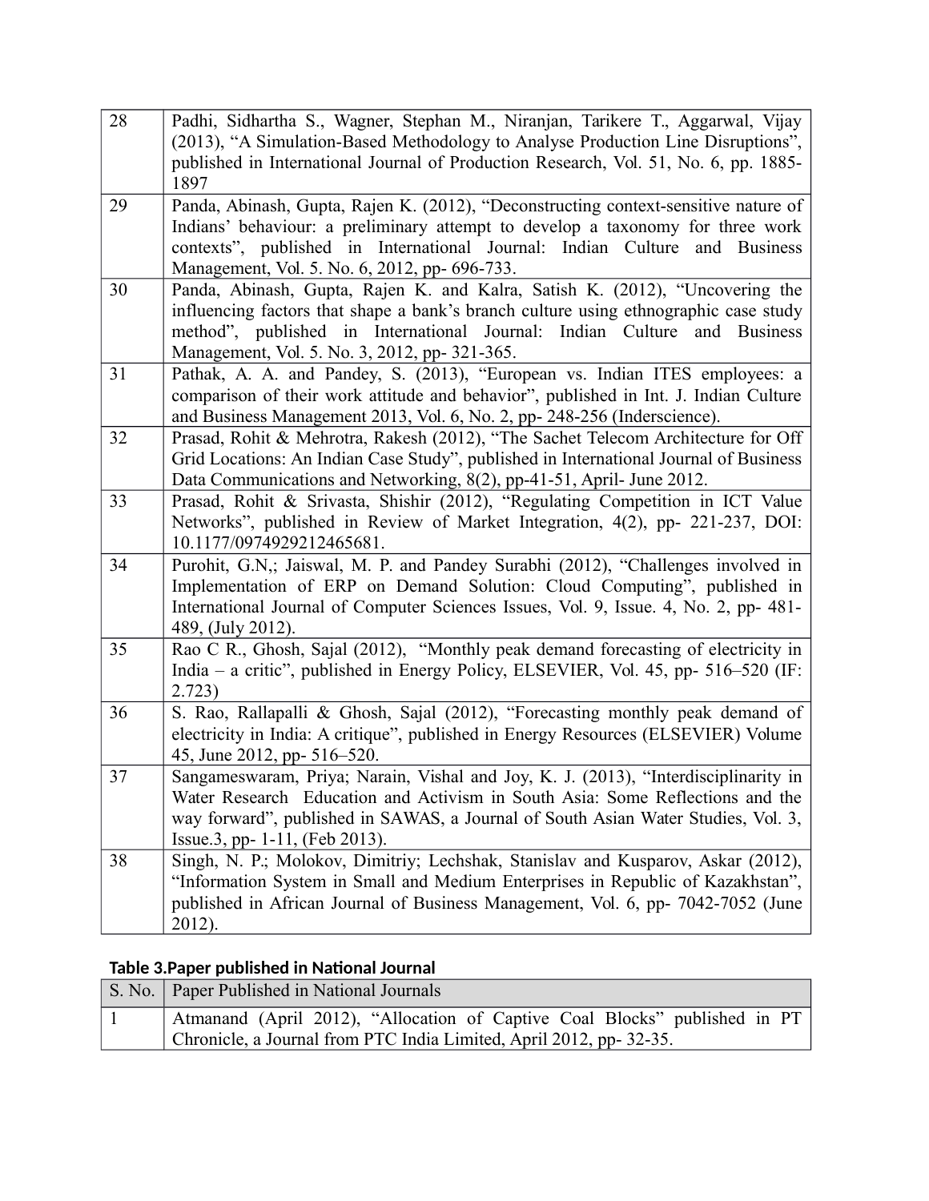| | |
|---|---|
| 28 | Padhi, Sidhartha S., Wagner, Stephan M., Niranjan, Tarikere T., Aggarwal, Vijay (2013), "A Simulation-Based Methodology to Analyse Production Line Disruptions", published in International Journal of Production Research, Vol. 51, No. 6, pp. 1885-1897 |
| 29 | Panda, Abinash, Gupta, Rajen K. (2012), "Deconstructing context-sensitive nature of Indians' behaviour: a preliminary attempt to develop a taxonomy for three work contexts", published in International Journal: Indian Culture and Business Management, Vol. 5. No. 6, 2012, pp- 696-733. |
| 30 | Panda, Abinash, Gupta, Rajen K. and Kalra, Satish K. (2012), "Uncovering the influencing factors that shape a bank's branch culture using ethnographic case study method", published in International Journal: Indian Culture and Business Management, Vol. 5. No. 3, 2012, pp- 321-365. |
| 31 | Pathak, A. A. and Pandey, S. (2013), "European vs. Indian ITES employees: a comparison of their work attitude and behavior", published in Int. J. Indian Culture and Business Management 2013, Vol. 6, No. 2, pp- 248-256 (Inderscience). |
| 32 | Prasad, Rohit & Mehrotra, Rakesh (2012), "The Sachet Telecom Architecture for Off Grid Locations: An Indian Case Study", published in International Journal of Business Data Communications and Networking, 8(2), pp-41-51, April- June 2012. |
| 33 | Prasad, Rohit & Srivasta, Shishir (2012), "Regulating Competition in ICT Value Networks", published in Review of Market Integration, 4(2), pp- 221-237, DOI: 10.1177/0974929212465681. |
| 34 | Purohit, G.N,; Jaiswal, M. P. and Pandey Surabhi (2012), "Challenges involved in Implementation of ERP on Demand Solution: Cloud Computing", published in International Journal of Computer Sciences Issues, Vol. 9, Issue. 4, No. 2, pp- 481-489, (July 2012). |
| 35 | Rao C R., Ghosh, Sajal (2012), "Monthly peak demand forecasting of electricity in India – a critic", published in Energy Policy, ELSEVIER, Vol. 45, pp- 516–520 (IF: 2.723) |
| 36 | S. Rao, Rallapalli & Ghosh, Sajal (2012), "Forecasting monthly peak demand of electricity in India: A critique", published in Energy Resources (ELSEVIER) Volume 45, June 2012, pp- 516–520. |
| 37 | Sangameswaram, Priya; Narain, Vishal and Joy, K. J. (2013), "Interdisciplinarity in Water Research Education and Activism in South Asia: Some Reflections and the way forward", published in SAWAS, a Journal of South Asian Water Studies, Vol. 3, Issue.3, pp- 1-11, (Feb 2013). |
| 38 | Singh, N. P.; Molokov, Dimitriy; Lechshak, Stanislav and Kusparov, Askar (2012), "Information System in Small and Medium Enterprises in Republic of Kazakhstan", published in African Journal of Business Management, Vol. 6, pp- 7042-7052 (June 2012). |

**Table 3.Paper published in National Journal**

| S. No. | Paper Published in National Journals |
|---|---|
| 1 | Atmanand (April 2012), "Allocation of Captive Coal Blocks" published in PT Chronicle, a Journal from PTC India Limited, April 2012, pp- 32-35. |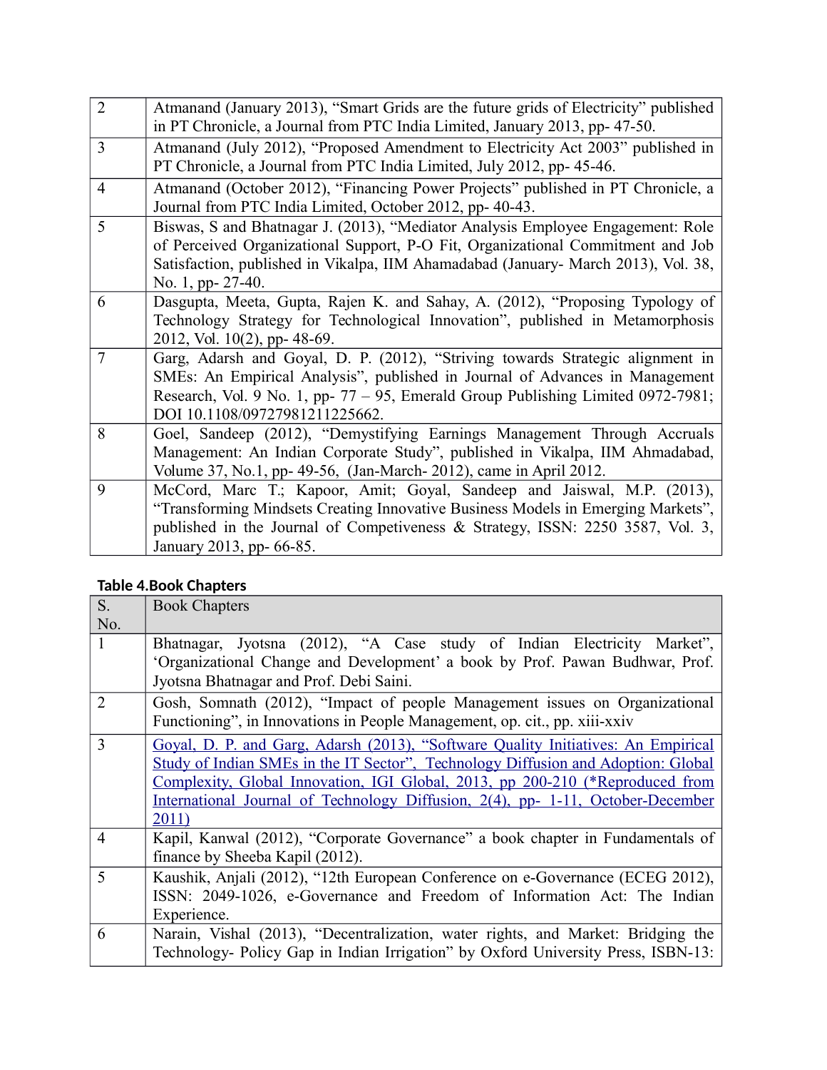| | |
|---|---|
| 2 | Atmanand (January 2013), "Smart Grids are the future grids of Electricity" published in PT Chronicle, a Journal from PTC India Limited, January 2013, pp- 47-50. |
| 3 | Atmanand (July 2012), "Proposed Amendment to Electricity Act 2003" published in PT Chronicle, a Journal from PTC India Limited, July 2012, pp- 45-46. |
| 4 | Atmanand (October 2012), "Financing Power Projects" published in PT Chronicle, a Journal from PTC India Limited, October 2012, pp- 40-43. |
| 5 | Biswas, S and Bhatnagar J. (2013), "Mediator Analysis Employee Engagement: Role of Perceived Organizational Support, P-O Fit, Organizational Commitment and Job Satisfaction, published in Vikalpa, IIM Ahamadabad (January- March 2013), Vol. 38, No. 1, pp- 27-40. |
| 6 | Dasgupta, Meeta, Gupta, Rajen K. and Sahay, A. (2012), "Proposing Typology of Technology Strategy for Technological Innovation", published in Metamorphosis 2012, Vol. 10(2), pp- 48-69. |
| 7 | Garg, Adarsh and Goyal, D. P. (2012), "Striving towards Strategic alignment in SMEs: An Empirical Analysis", published in Journal of Advances in Management Research, Vol. 9 No. 1, pp- 77 – 95, Emerald Group Publishing Limited 0972-7981; DOI 10.1108/09727981211225662. |
| 8 | Goel, Sandeep (2012), "Demystifying Earnings Management Through Accruals Management: An Indian Corporate Study", published in Vikalpa, IIM Ahmadabad, Volume 37, No.1, pp- 49-56, (Jan-March- 2012), came in April 2012. |
| 9 | McCord, Marc T.; Kapoor, Amit; Goyal, Sandeep and Jaiswal, M.P. (2013), "Transforming Mindsets Creating Innovative Business Models in Emerging Markets", published in the Journal of Competiveness & Strategy, ISSN: 2250 3587, Vol. 3, January 2013, pp- 66-85. |

**Table 4.Book Chapters**

| S. No. | Book Chapters |
|---|---|
| 1 | Bhatnagar, Jyotsna (2012), "A Case study of Indian Electricity Market", 'Organizational Change and Development' a book by Prof. Pawan Budhwar, Prof. Jyotsna Bhatnagar and Prof. Debi Saini. |
| 2 | Gosh, Somnath (2012), "Impact of people Management issues on Organizational Functioning", in Innovations in People Management, op. cit., pp. xiii-xxiv |
| 3 | Goyal, D. P. and Garg, Adarsh (2013), "Software Quality Initiatives: An Empirical Study of Indian SMEs in the IT Sector", Technology Diffusion and Adoption: Global Complexity, Global Innovation, IGI Global, 2013, pp 200-210 (*Reproduced from International Journal of Technology Diffusion, 2(4), pp- 1-11, October-December 2011) |
| 4 | Kapil, Kanwal (2012), "Corporate Governance" a book chapter in Fundamentals of finance by Sheeba Kapil (2012). |
| 5 | Kaushik, Anjali (2012), "12th European Conference on e-Governance (ECEG 2012), ISSN: 2049-1026, e-Governance and Freedom of Information Act: The Indian Experience. |
| 6 | Narain, Vishal (2013), "Decentralization, water rights, and Market: Bridging the Technology- Policy Gap in Indian Irrigation" by Oxford University Press, ISBN-13: |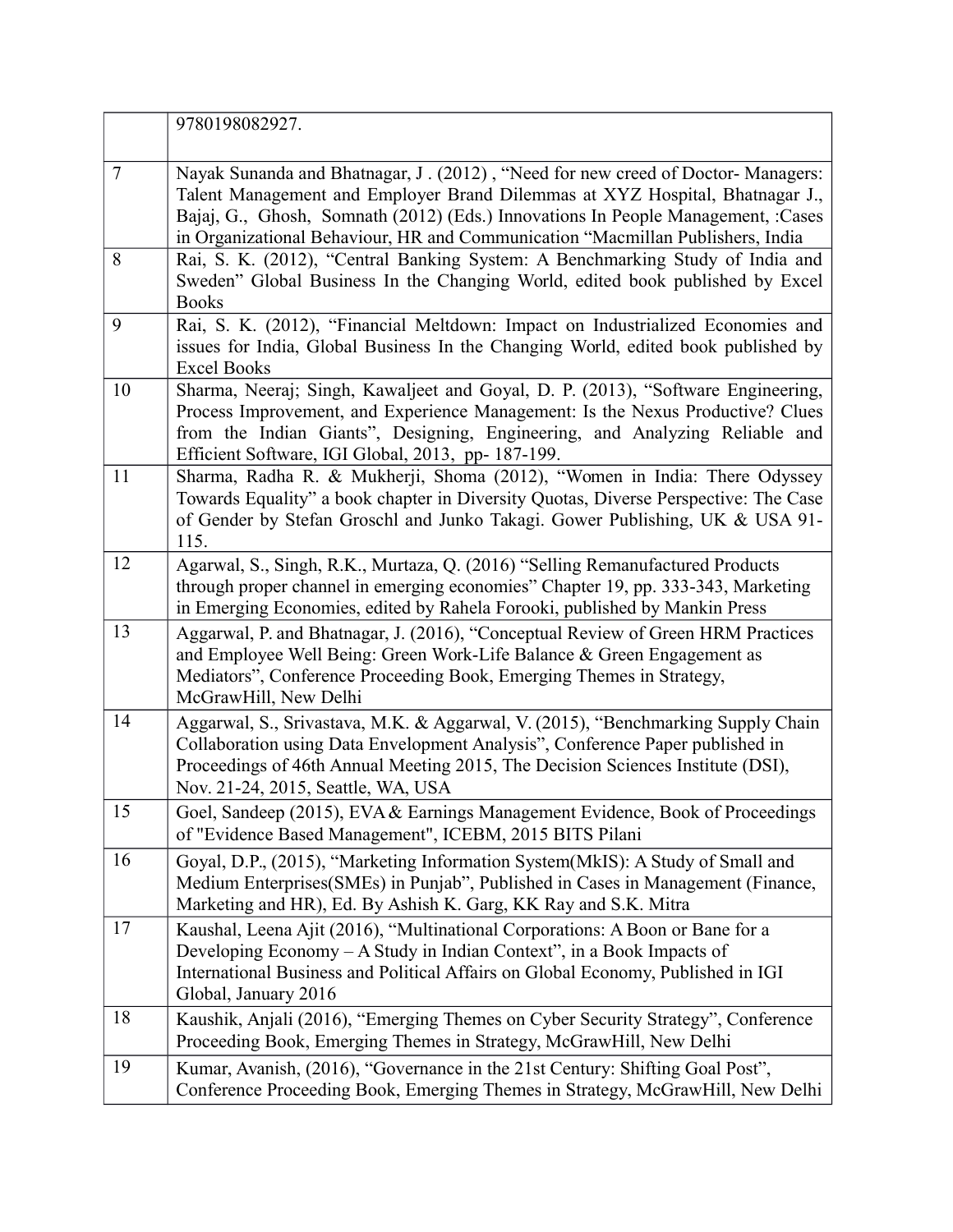|  |  |
|---|---|
|  | 9780198082927. |
| 7 | Nayak Sunanda and Bhatnagar, J . (2012) , "Need for new creed of Doctor- Managers: Talent Management and Employer Brand Dilemmas at XYZ Hospital, Bhatnagar J., Bajaj, G., Ghosh, Somnath (2012) (Eds.) Innovations In People Management, :Cases in Organizational Behaviour, HR and Communication "Macmillan Publishers, India |
| 8 | Rai, S. K. (2012), "Central Banking System: A Benchmarking Study of India and Sweden" Global Business In the Changing World, edited book published by Excel Books |
| 9 | Rai, S. K. (2012), "Financial Meltdown: Impact on Industrialized Economies and issues for India, Global Business In the Changing World, edited book published by Excel Books |
| 10 | Sharma, Neeraj; Singh, Kawaljeet and Goyal, D. P. (2013), "Software Engineering, Process Improvement, and Experience Management: Is the Nexus Productive? Clues from the Indian Giants", Designing, Engineering, and Analyzing Reliable and Efficient Software, IGI Global, 2013, pp- 187-199. |
| 11 | Sharma, Radha R. & Mukherji, Shoma (2012), "Women in India: There Odyssey Towards Equality" a book chapter in Diversity Quotas, Diverse Perspective: The Case of Gender by Stefan Groschl and Junko Takagi. Gower Publishing, UK & USA 91-115. |
| 12 | Agarwal, S., Singh, R.K., Murtaza, Q. (2016) "Selling Remanufactured Products through proper channel in emerging economies" Chapter 19, pp. 333-343, Marketing in Emerging Economies, edited by Rahela Forooki, published by Mankin Press |
| 13 | Aggarwal, P. and Bhatnagar, J. (2016), "Conceptual Review of Green HRM Practices and Employee Well Being: Green Work-Life Balance & Green Engagement as Mediators", Conference Proceeding Book, Emerging Themes in Strategy, McGrawHill, New Delhi |
| 14 | Aggarwal, S., Srivastava, M.K. & Aggarwal, V. (2015), "Benchmarking Supply Chain Collaboration using Data Envelopment Analysis", Conference Paper published in Proceedings of 46th Annual Meeting 2015, The Decision Sciences Institute (DSI), Nov. 21-24, 2015, Seattle, WA, USA |
| 15 | Goel, Sandeep (2015), EVA & Earnings Management Evidence, Book of Proceedings of "Evidence Based Management", ICEBM, 2015 BITS Pilani |
| 16 | Goyal, D.P., (2015), "Marketing Information System(MkIS): A Study of Small and Medium Enterprises(SMEs) in Punjab", Published in Cases in Management (Finance, Marketing and HR), Ed. By Ashish K. Garg, KK Ray and S.K. Mitra |
| 17 | Kaushal, Leena Ajit (2016), "Multinational Corporations: A Boon or Bane for a Developing Economy – A Study in Indian Context", in a Book Impacts of International Business and Political Affairs on Global Economy, Published in IGI Global, January 2016 |
| 18 | Kaushik, Anjali (2016), "Emerging Themes on Cyber Security Strategy", Conference Proceeding Book, Emerging Themes in Strategy, McGrawHill, New Delhi |
| 19 | Kumar, Avanish, (2016), "Governance in the 21st Century: Shifting Goal Post", Conference Proceeding Book, Emerging Themes in Strategy, McGrawHill, New Delhi |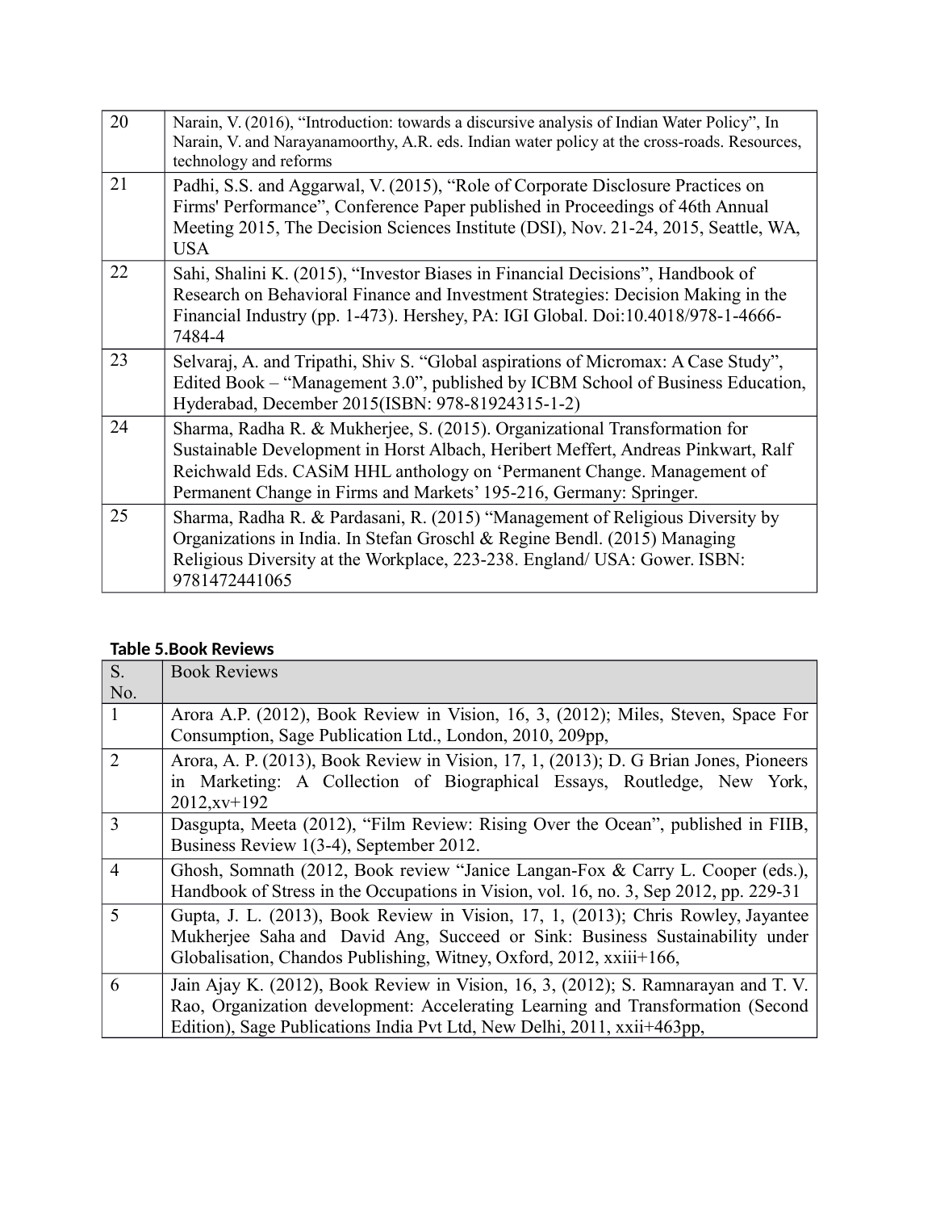| | |
|---|---|
| 20 | Narain, V. (2016), "Introduction: towards a discursive analysis of Indian Water Policy", In Narain, V. and Narayanamoorthy, A.R. eds. Indian water policy at the cross-roads. Resources, technology and reforms |
| 21 | Padhi, S.S. and Aggarwal, V. (2015), "Role of Corporate Disclosure Practices on Firms' Performance", Conference Paper published in Proceedings of 46th Annual Meeting 2015, The Decision Sciences Institute (DSI), Nov. 21-24, 2015, Seattle, WA, USA |
| 22 | Sahi, Shalini K. (2015), "Investor Biases in Financial Decisions", Handbook of Research on Behavioral Finance and Investment Strategies: Decision Making in the Financial Industry (pp. 1-473). Hershey, PA: IGI Global. Doi:10.4018/978-1-4666-7484-4 |
| 23 | Selvaraj, A. and Tripathi, Shiv S. "Global aspirations of Micromax: A Case Study", Edited Book – "Management 3.0", published by ICBM School of Business Education, Hyderabad, December 2015(ISBN: 978-81924315-1-2) |
| 24 | Sharma, Radha R. & Mukherjee, S. (2015). Organizational Transformation for Sustainable Development in Horst Albach, Heribert Meffert, Andreas Pinkwart, Ralf Reichwald Eds. CASiM HHL anthology on 'Permanent Change. Management of Permanent Change in Firms and Markets' 195-216, Germany: Springer. |
| 25 | Sharma, Radha R. & Pardasani, R. (2015) "Management of Religious Diversity by Organizations in India. In Stefan Groschl & Regine Bendl. (2015) Managing Religious Diversity at the Workplace, 223-238. England/ USA: Gower. ISBN: 9781472441065 |

**Table 5.Book Reviews**

| S. No. | Book Reviews |
|---|---|
| 1 | Arora A.P. (2012), Book Review in Vision, 16, 3, (2012); Miles, Steven, Space For Consumption, Sage Publication Ltd., London, 2010, 209pp, |
| 2 | Arora, A. P. (2013), Book Review in Vision, 17, 1, (2013); D. G Brian Jones, Pioneers in Marketing: A Collection of Biographical Essays, Routledge, New York, 2012,xv+192 |
| 3 | Dasgupta, Meeta (2012), "Film Review: Rising Over the Ocean", published in FIIB, Business Review 1(3-4), September 2012. |
| 4 | Ghosh, Somnath (2012, Book review "Janice Langan-Fox & Carry L. Cooper (eds.), Handbook of Stress in the Occupations in Vision, vol. 16, no. 3, Sep 2012, pp. 229-31 |
| 5 | Gupta, J. L. (2013), Book Review in Vision, 17, 1, (2013); Chris Rowley, Jayantee Mukherjee Saha and David Ang, Succeed or Sink: Business Sustainability under Globalisation, Chandos Publishing, Witney, Oxford, 2012, xxiii+166, |
| 6 | Jain Ajay K. (2012), Book Review in Vision, 16, 3, (2012); S. Ramnarayan and T. V. Rao, Organization development: Accelerating Learning and Transformation (Second Edition), Sage Publications India Pvt Ltd, New Delhi, 2011, xxii+463pp, |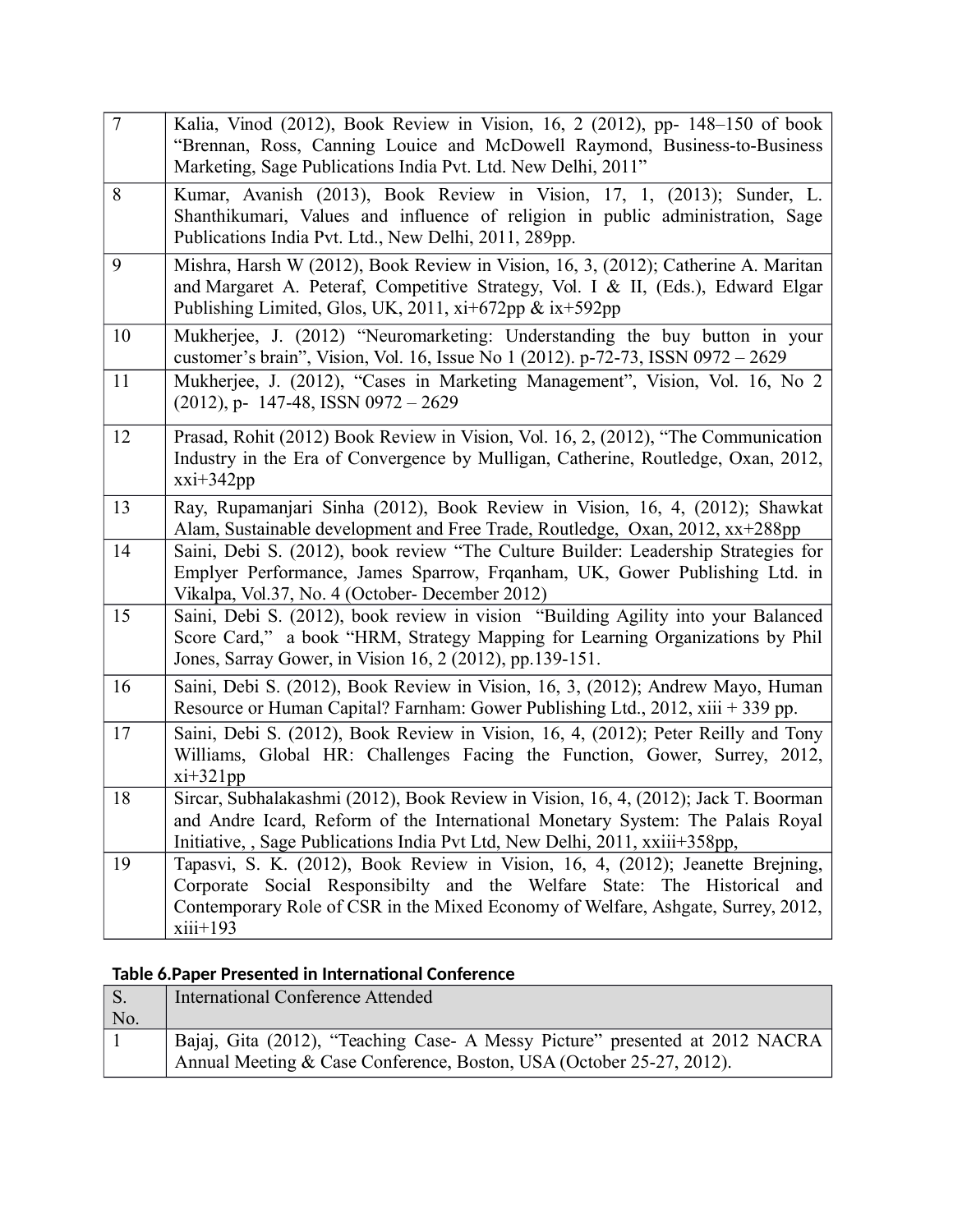| | |
|---|---|
| 7 | Kalia, Vinod (2012), Book Review in Vision, 16, 2 (2012), pp- 148–150 of book “Brennan, Ross, Canning Louice and McDowell Raymond, Business-to-Business Marketing, Sage Publications India Pvt. Ltd. New Delhi, 2011” |
| 8 | Kumar, Avanish (2013), Book Review in Vision, 17, 1, (2013); Sunder, L. Shanthikumari, Values and influence of religion in public administration, Sage Publications India Pvt. Ltd., New Delhi, 2011, 289pp. |
| 9 | Mishra, Harsh W (2012), Book Review in Vision, 16, 3, (2012); Catherine A. Maritan and Margaret A. Peteraf, Competitive Strategy, Vol. I & II, (Eds.), Edward Elgar Publishing Limited, Glos, UK, 2011, xi+672pp & ix+592pp |
| 10 | Mukherjee, J. (2012) “Neuromarketing: Understanding the buy button in your customer’s brain”, Vision, Vol. 16, Issue No 1 (2012). p-72-73, ISSN 0972 – 2629 |
| 11 | Mukherjee, J. (2012), “Cases in Marketing Management”, Vision, Vol. 16, No 2 (2012), p- 147-48, ISSN 0972 – 2629 |
| 12 | Prasad, Rohit (2012) Book Review in Vision, Vol. 16, 2, (2012), “The Communication Industry in the Era of Convergence by Mulligan, Catherine, Routledge, Oxan, 2012, xxi+342pp |
| 13 | Ray, Rupamanjari Sinha (2012), Book Review in Vision, 16, 4, (2012); Shawkat Alam, Sustainable development and Free Trade, Routledge, Oxan, 2012, xx+288pp |
| 14 | Saini, Debi S. (2012), book review “The Culture Builder: Leadership Strategies for Emplyer Performance, James Sparrow, Frqanham, UK, Gower Publishing Ltd. in Vikalpa, Vol.37, No. 4 (October- December 2012) |
| 15 | Saini, Debi S. (2012), book review in vision “Building Agility into your Balanced Score Card,” a book “HRM, Strategy Mapping for Learning Organizations by Phil Jones, Sarray Gower, in Vision 16, 2 (2012), pp.139-151. |
| 16 | Saini, Debi S. (2012), Book Review in Vision, 16, 3, (2012); Andrew Mayo, Human Resource or Human Capital? Farnham: Gower Publishing Ltd., 2012, xiii + 339 pp. |
| 17 | Saini, Debi S. (2012), Book Review in Vision, 16, 4, (2012); Peter Reilly and Tony Williams, Global HR: Challenges Facing the Function, Gower, Surrey, 2012, xi+321pp |
| 18 | Sircar, Subhalakashmi (2012), Book Review in Vision, 16, 4, (2012); Jack T. Boorman and Andre Icard, Reform of the International Monetary System: The Palais Royal Initiative, , Sage Publications India Pvt Ltd, New Delhi, 2011, xxiii+358pp, |
| 19 | Tapasvi, S. K. (2012), Book Review in Vision, 16, 4, (2012); Jeanette Brejning, Corporate Social Responsibilty and the Welfare State: The Historical and Contemporary Role of CSR in the Mixed Economy of Welfare, Ashgate, Surrey, 2012, xiii+193 |

**Table 6.Paper Presented in International Conference**

| S. No. | International Conference Attended |
|---|---|
| 1 | Bajaj, Gita (2012), “Teaching Case- A Messy Picture” presented at 2012 NACRA Annual Meeting & Case Conference, Boston, USA (October 25-27, 2012). |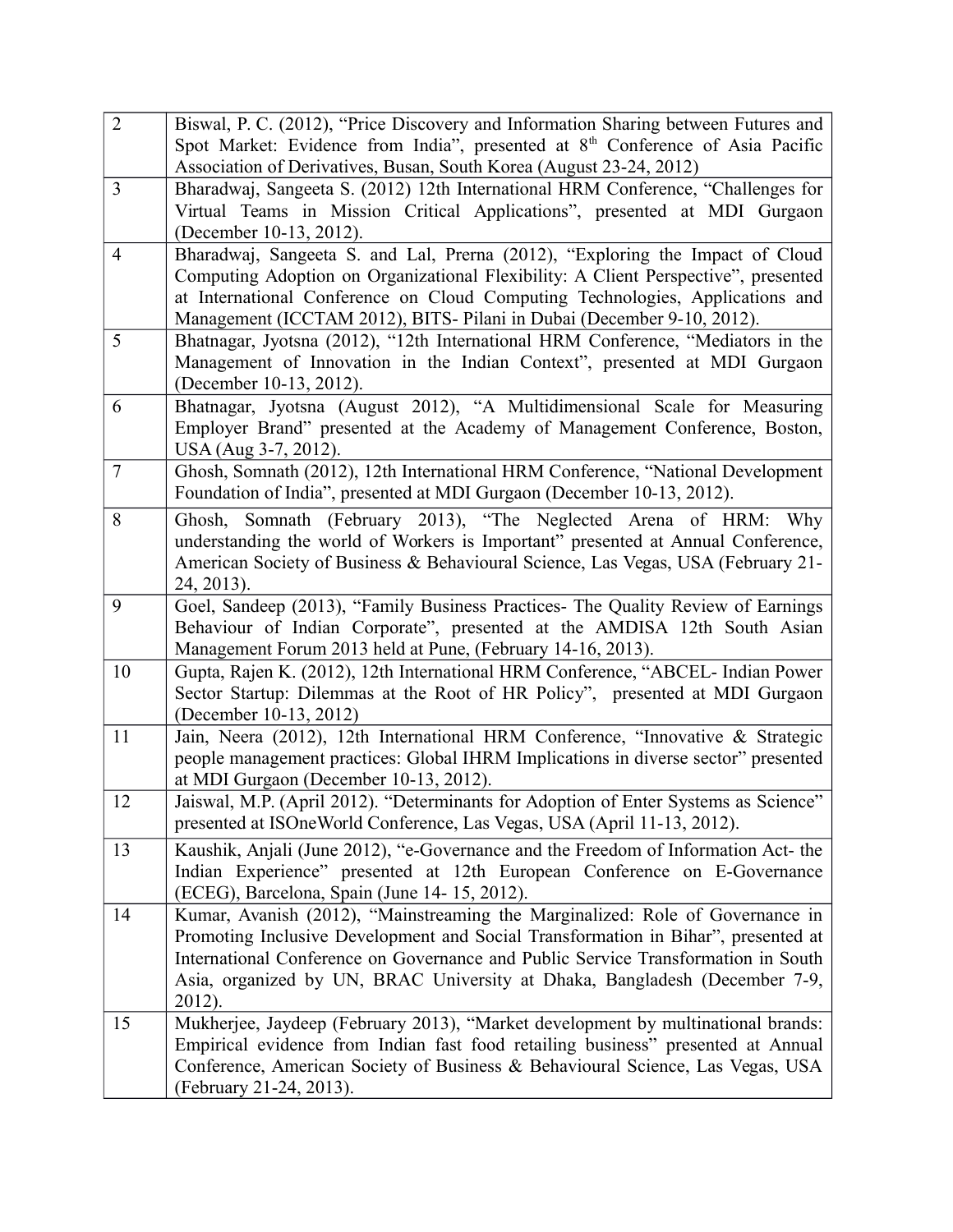| | |
|---|---|
| 2 | Biswal, P. C. (2012), "Price Discovery and Information Sharing between Futures and Spot Market: Evidence from India", presented at 8th Conference of Asia Pacific Association of Derivatives, Busan, South Korea (August 23-24, 2012) |
| 3 | Bharadwaj, Sangeeta S. (2012) 12th International HRM Conference, "Challenges for Virtual Teams in Mission Critical Applications", presented at MDI Gurgaon (December 10-13, 2012). |
| 4 | Bharadwaj, Sangeeta S. and Lal, Prerna (2012), "Exploring the Impact of Cloud Computing Adoption on Organizational Flexibility: A Client Perspective", presented at International Conference on Cloud Computing Technologies, Applications and Management (ICCTAM 2012), BITS- Pilani in Dubai (December 9-10, 2012). |
| 5 | Bhatnagar, Jyotsna (2012), "12th International HRM Conference, "Mediators in the Management of Innovation in the Indian Context", presented at MDI Gurgaon (December 10-13, 2012). |
| 6 | Bhatnagar, Jyotsna (August 2012), "A Multidimensional Scale for Measuring Employer Brand" presented at the Academy of Management Conference, Boston, USA (Aug 3-7, 2012). |
| 7 | Ghosh, Somnath (2012), 12th International HRM Conference, "National Development Foundation of India", presented at MDI Gurgaon (December 10-13, 2012). |
| 8 | Ghosh, Somnath (February 2013), "The Neglected Arena of HRM: Why understanding the world of Workers is Important" presented at Annual Conference, American Society of Business & Behavioural Science, Las Vegas, USA (February 21-24, 2013). |
| 9 | Goel, Sandeep (2013), "Family Business Practices- The Quality Review of Earnings Behaviour of Indian Corporate", presented at the AMDISA 12th South Asian Management Forum 2013 held at Pune, (February 14-16, 2013). |
| 10 | Gupta, Rajen K. (2012), 12th International HRM Conference, "ABCEL- Indian Power Sector Startup: Dilemmas at the Root of HR Policy", presented at MDI Gurgaon (December 10-13, 2012) |
| 11 | Jain, Neera (2012), 12th International HRM Conference, "Innovative & Strategic people management practices: Global IHRM Implications in diverse sector" presented at MDI Gurgaon (December 10-13, 2012). |
| 12 | Jaiswal, M.P. (April 2012). "Determinants for Adoption of Enter Systems as Science" presented at ISOneWorld Conference, Las Vegas, USA (April 11-13, 2012). |
| 13 | Kaushik, Anjali (June 2012), "e-Governance and the Freedom of Information Act- the Indian Experience" presented at 12th European Conference on E-Governance (ECEG), Barcelona, Spain (June 14- 15, 2012). |
| 14 | Kumar, Avanish (2012), "Mainstreaming the Marginalized: Role of Governance in Promoting Inclusive Development and Social Transformation in Bihar", presented at International Conference on Governance and Public Service Transformation in South Asia, organized by UN, BRAC University at Dhaka, Bangladesh (December 7-9, 2012). |
| 15 | Mukherjee, Jaydeep (February 2013), "Market development by multinational brands: Empirical evidence from Indian fast food retailing business" presented at Annual Conference, American Society of Business & Behavioural Science, Las Vegas, USA (February 21-24, 2013). |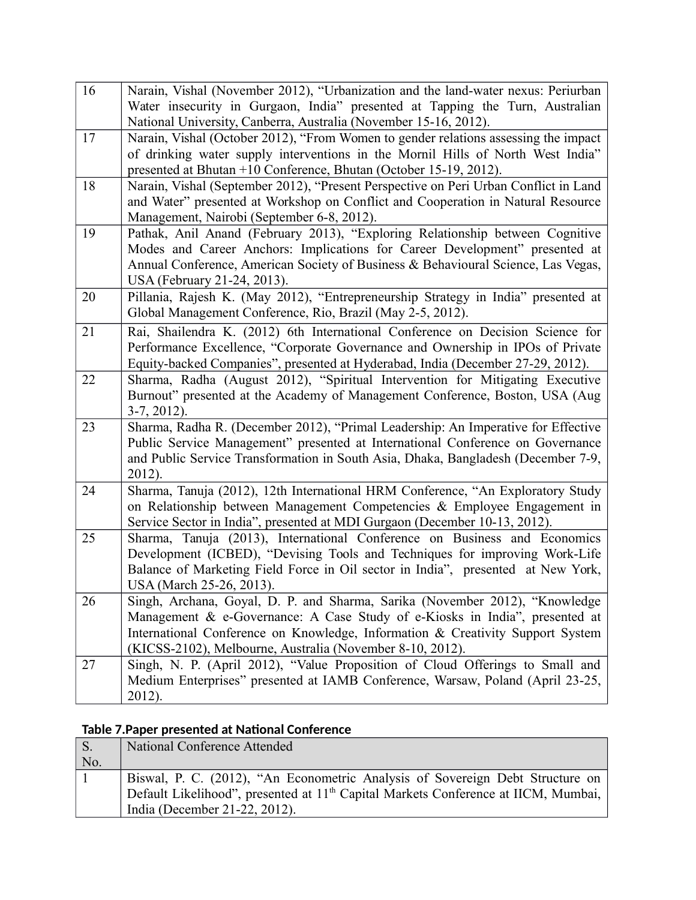| | |
|---|---|
| 16 | Narain, Vishal (November 2012), "Urbanization and the land-water nexus: Periurban Water insecurity in Gurgaon, India" presented at Tapping the Turn, Australian National University, Canberra, Australia (November 15-16, 2012). |
| 17 | Narain, Vishal (October 2012), "From Women to gender relations assessing the impact of drinking water supply interventions in the Mornil Hills of North West India" presented at Bhutan +10 Conference, Bhutan (October 15-19, 2012). |
| 18 | Narain, Vishal (September 2012), "Present Perspective on Peri Urban Conflict in Land and Water" presented at Workshop on Conflict and Cooperation in Natural Resource Management, Nairobi (September 6-8, 2012). |
| 19 | Pathak, Anil Anand (February 2013), "Exploring Relationship between Cognitive Modes and Career Anchors: Implications for Career Development" presented at Annual Conference, American Society of Business & Behavioural Science, Las Vegas, USA (February 21-24, 2013). |
| 20 | Pillania, Rajesh K. (May 2012), "Entrepreneurship Strategy in India" presented at Global Management Conference, Rio, Brazil (May 2-5, 2012). |
| 21 | Rai, Shailendra K. (2012) 6th International Conference on Decision Science for Performance Excellence, "Corporate Governance and Ownership in IPOs of Private Equity-backed Companies", presented at Hyderabad, India (December 27-29, 2012). |
| 22 | Sharma, Radha (August 2012), "Spiritual Intervention for Mitigating Executive Burnout" presented at the Academy of Management Conference, Boston, USA (Aug 3-7, 2012). |
| 23 | Sharma, Radha R. (December 2012), "Primal Leadership: An Imperative for Effective Public Service Management" presented at International Conference on Governance and Public Service Transformation in South Asia, Dhaka, Bangladesh (December 7-9, 2012). |
| 24 | Sharma, Tanuja (2012), 12th International HRM Conference, "An Exploratory Study on Relationship between Management Competencies & Employee Engagement in Service Sector in India", presented at MDI Gurgaon (December 10-13, 2012). |
| 25 | Sharma, Tanuja (2013), International Conference on Business and Economics Development (ICBED), "Devising Tools and Techniques for improving Work-Life Balance of Marketing Field Force in Oil sector in India", presented at New York, USA (March 25-26, 2013). |
| 26 | Singh, Archana, Goyal, D. P. and Sharma, Sarika (November 2012), "Knowledge Management & e-Governance: A Case Study of e-Kiosks in India", presented at International Conference on Knowledge, Information & Creativity Support System (KICSS-2102), Melbourne, Australia (November 8-10, 2012). |
| 27 | Singh, N. P. (April 2012), "Value Proposition of Cloud Offerings to Small and Medium Enterprises" presented at IAMB Conference, Warsaw, Poland (April 23-25, 2012). |

**Table 7.Paper presented at National Conference**

| S. No. | National Conference Attended |
|---|---|
| 1 | Biswal, P. C. (2012), "An Econometric Analysis of Sovereign Debt Structure on Default Likelihood", presented at 11th Capital Markets Conference at IICM, Mumbai, India (December 21-22, 2012). |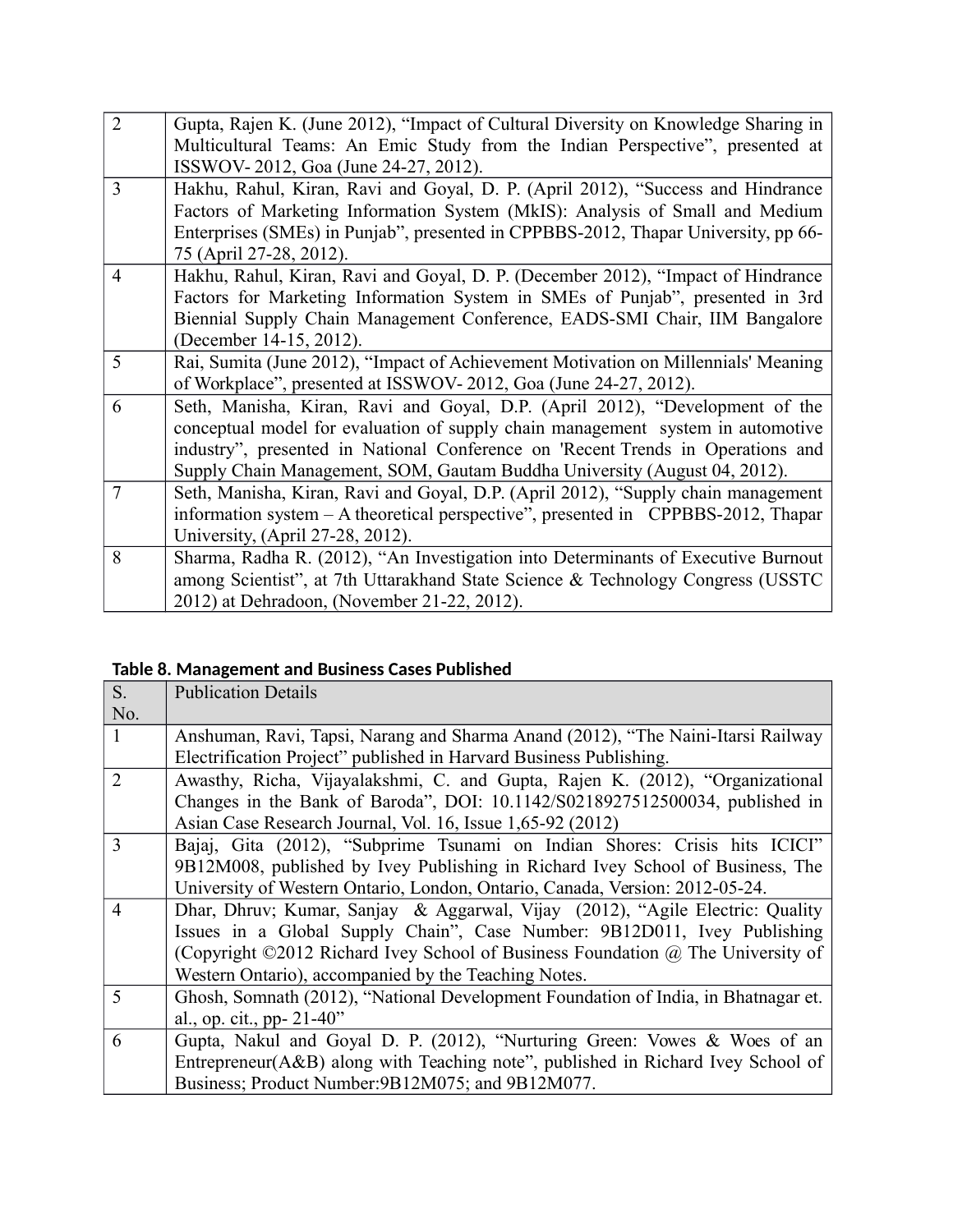| | |
|---|---|
| 2 | Gupta, Rajen K. (June 2012), "Impact of Cultural Diversity on Knowledge Sharing in Multicultural Teams: An Emic Study from the Indian Perspective", presented at ISSWOV- 2012, Goa (June 24-27, 2012). |
| 3 | Hakhu, Rahul, Kiran, Ravi and Goyal, D. P. (April 2012), "Success and Hindrance Factors of Marketing Information System (MkIS): Analysis of Small and Medium Enterprises (SMEs) in Punjab", presented in CPPBBS-2012, Thapar University, pp 66-75 (April 27-28, 2012). |
| 4 | Hakhu, Rahul, Kiran, Ravi and Goyal, D. P. (December 2012), "Impact of Hindrance Factors for Marketing Information System in SMEs of Punjab", presented in 3rd Biennial Supply Chain Management Conference, EADS-SMI Chair, IIM Bangalore (December 14-15, 2012). |
| 5 | Rai, Sumita (June 2012), "Impact of Achievement Motivation on Millennials' Meaning of Workplace", presented at ISSWOV- 2012, Goa (June 24-27, 2012). |
| 6 | Seth, Manisha, Kiran, Ravi and Goyal, D.P. (April 2012), "Development of the conceptual model for evaluation of supply chain management system in automotive industry", presented in National Conference on 'Recent Trends in Operations and Supply Chain Management, SOM, Gautam Buddha University (August 04, 2012). |
| 7 | Seth, Manisha, Kiran, Ravi and Goyal, D.P. (April 2012), "Supply chain management information system – A theoretical perspective", presented in CPPBBS-2012, Thapar University, (April 27-28, 2012). |
| 8 | Sharma, Radha R. (2012), "An Investigation into Determinants of Executive Burnout among Scientist", at 7th Uttarakhand State Science & Technology Congress (USSTC 2012) at Dehradoon, (November 21-22, 2012). |

**Table 8. Management and Business Cases Published**

| S. No. | Publication Details |
|---|---|
| 1 | Anshuman, Ravi, Tapsi, Narang and Sharma Anand (2012), "The Naini-Itarsi Railway Electrification Project" published in Harvard Business Publishing. |
| 2 | Awasthy, Richa, Vijayalakshmi, C. and Gupta, Rajen K. (2012), "Organizational Changes in the Bank of Baroda", DOI: 10.1142/S0218927512500034, published in Asian Case Research Journal, Vol. 16, Issue 1,65-92 (2012) |
| 3 | Bajaj, Gita (2012), "Subprime Tsunami on Indian Shores: Crisis hits ICICI" 9B12M008, published by Ivey Publishing in Richard Ivey School of Business, The University of Western Ontario, London, Ontario, Canada, Version: 2012-05-24. |
| 4 | Dhar, Dhruv; Kumar, Sanjay & Aggarwal, Vijay (2012), "Agile Electric: Quality Issues in a Global Supply Chain", Case Number: 9B12D011, Ivey Publishing (Copyright ©2012 Richard Ivey School of Business Foundation @ The University of Western Ontario), accompanied by the Teaching Notes. |
| 5 | Ghosh, Somnath (2012), "National Development Foundation of India, in Bhatnagar et. al., op. cit., pp- 21-40" |
| 6 | Gupta, Nakul and Goyal D. P. (2012), "Nurturing Green: Vowes & Woes of an Entrepreneur(A&B) along with Teaching note", published in Richard Ivey School of Business; Product Number:9B12M075; and 9B12M077. |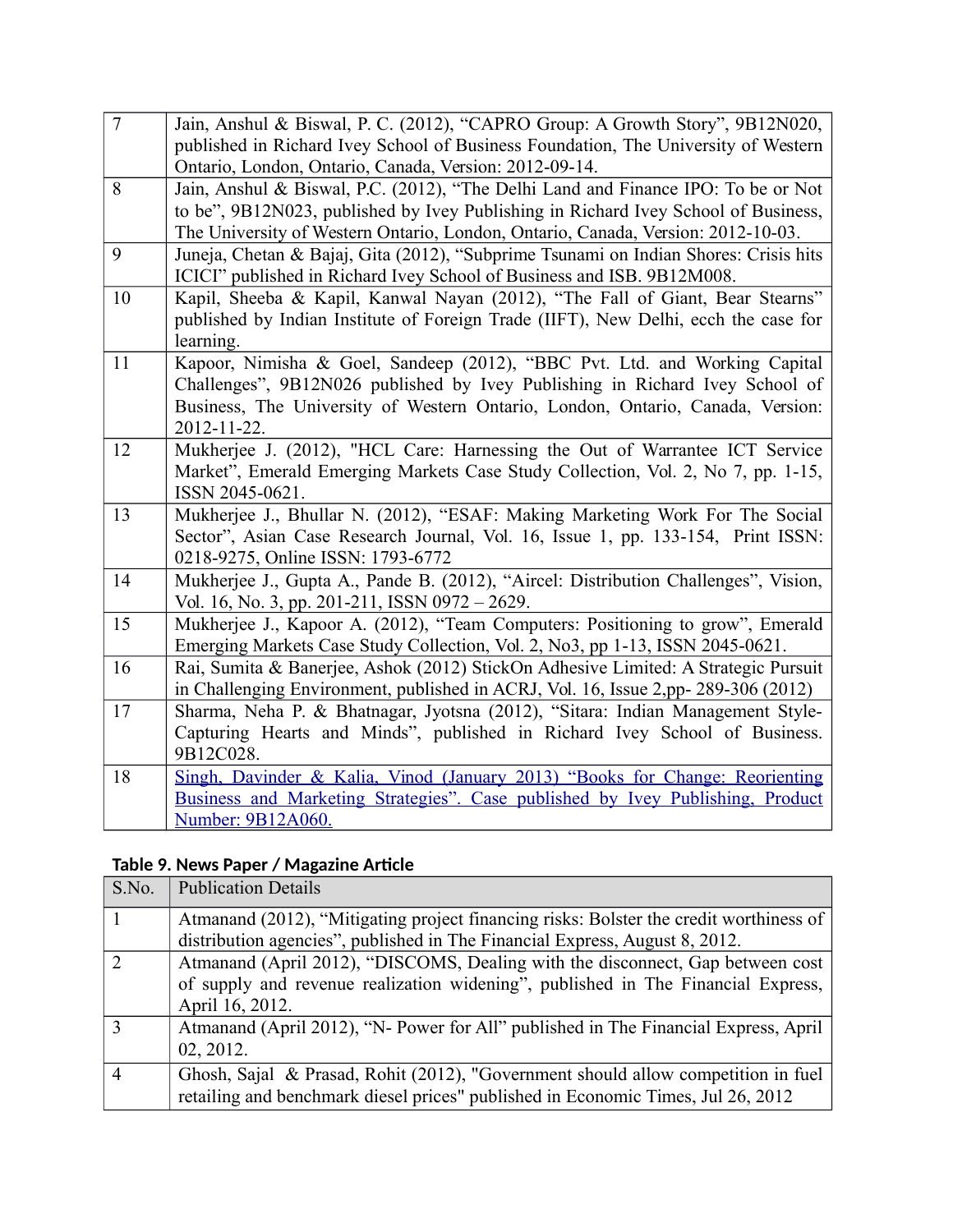| | |
|---|---|
| 7 | Jain, Anshul & Biswal, P. C. (2012), "CAPRO Group: A Growth Story", 9B12N020, published in Richard Ivey School of Business Foundation, The University of Western Ontario, London, Ontario, Canada, Version: 2012-09-14. |
| 8 | Jain, Anshul & Biswal, P.C. (2012), "The Delhi Land and Finance IPO: To be or Not to be", 9B12N023, published by Ivey Publishing in Richard Ivey School of Business, The University of Western Ontario, London, Ontario, Canada, Version: 2012-10-03. |
| 9 | Juneja, Chetan & Bajaj, Gita (2012), "Subprime Tsunami on Indian Shores: Crisis hits ICICI" published in Richard Ivey School of Business and ISB. 9B12M008. |
| 10 | Kapil, Sheeba & Kapil, Kanwal Nayan (2012), "The Fall of Giant, Bear Stearns" published by Indian Institute of Foreign Trade (IIFT), New Delhi, ecch the case for learning. |
| 11 | Kapoor, Nimisha & Goel, Sandeep (2012), "BBC Pvt. Ltd. and Working Capital Challenges", 9B12N026 published by Ivey Publishing in Richard Ivey School of Business, The University of Western Ontario, London, Ontario, Canada, Version: 2012-11-22. |
| 12 | Mukherjee J. (2012), "HCL Care: Harnessing the Out of Warrantee ICT Service Market", Emerald Emerging Markets Case Study Collection, Vol. 2, No 7, pp. 1-15, ISSN 2045-0621. |
| 13 | Mukherjee J., Bhullar N. (2012), "ESAF: Making Marketing Work For The Social Sector", Asian Case Research Journal, Vol. 16, Issue 1, pp. 133-154, Print ISSN: 0218-9275, Online ISSN: 1793-6772 |
| 14 | Mukherjee J., Gupta A., Pande B. (2012), "Aircel: Distribution Challenges", Vision, Vol. 16, No. 3, pp. 201-211, ISSN 0972 – 2629. |
| 15 | Mukherjee J., Kapoor A. (2012), "Team Computers: Positioning to grow", Emerald Emerging Markets Case Study Collection, Vol. 2, No3, pp 1-13, ISSN 2045-0621. |
| 16 | Rai, Sumita & Banerjee, Ashok (2012) StickOn Adhesive Limited: A Strategic Pursuit in Challenging Environment, published in ACRJ, Vol. 16, Issue 2,pp- 289-306 (2012) |
| 17 | Sharma, Neha P. & Bhatnagar, Jyotsna (2012), "Sitara: Indian Management Style-Capturing Hearts and Minds", published in Richard Ivey School of Business. 9B12C028. |
| 18 | Singh, Davinder & Kalia, Vinod (January 2013) "Books for Change: Reorienting Business and Marketing Strategies". Case published by Ivey Publishing, Product Number: 9B12A060. |

**Table 9. News Paper / Magazine Article**

| S.No. | Publication Details |
|---|---|
| 1 | Atmanand (2012), "Mitigating project financing risks: Bolster the credit worthiness of distribution agencies", published in The Financial Express, August 8, 2012. |
| 2 | Atmanand (April 2012), "DISCOMS, Dealing with the disconnect, Gap between cost of supply and revenue realization widening", published in The Financial Express, April 16, 2012. |
| 3 | Atmanand (April 2012), "N- Power for All" published in The Financial Express, April 02, 2012. |
| 4 | Ghosh, Sajal & Prasad, Rohit (2012), "Government should allow competition in fuel retailing and benchmark diesel prices" published in Economic Times, Jul 26, 2012 |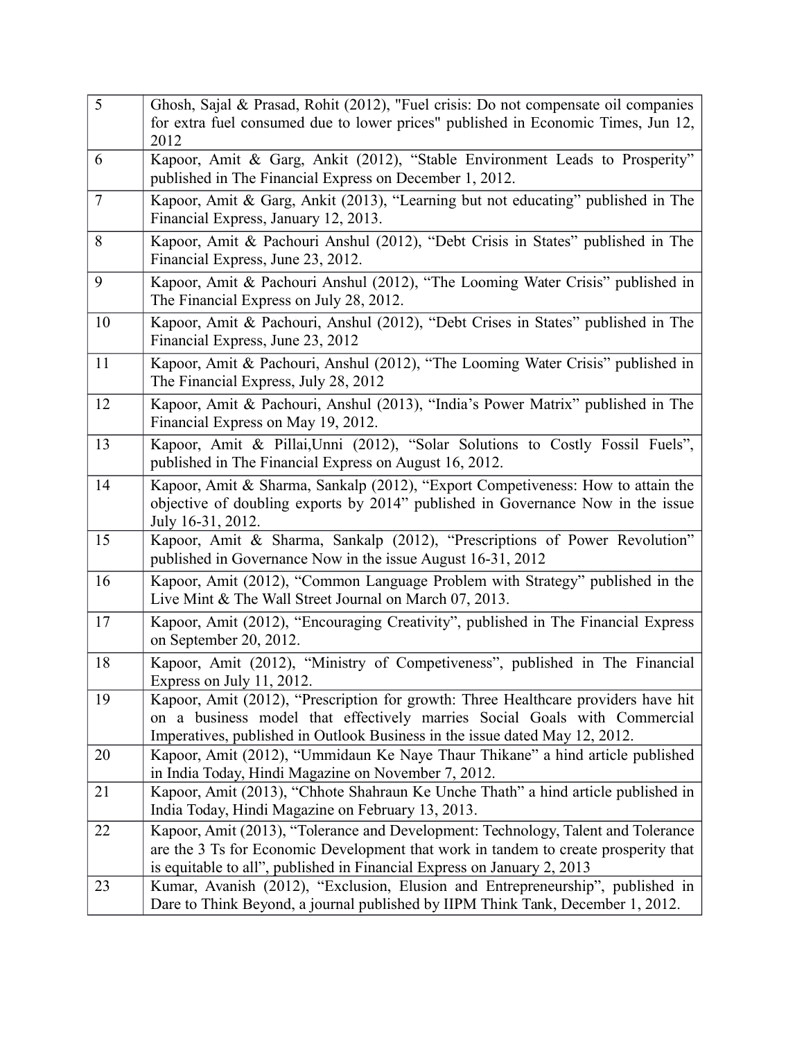| | |
|---|---|
| 5 | Ghosh, Sajal & Prasad, Rohit (2012), "Fuel crisis: Do not compensate oil companies for extra fuel consumed due to lower prices" published in Economic Times, Jun 12, 2012 |
| 6 | Kapoor, Amit & Garg, Ankit (2012), "Stable Environment Leads to Prosperity" published in The Financial Express on December 1, 2012. |
| 7 | Kapoor, Amit & Garg, Ankit (2013), "Learning but not educating" published in The Financial Express, January 12, 2013. |
| 8 | Kapoor, Amit & Pachouri Anshul (2012), "Debt Crisis in States" published in The Financial Express, June 23, 2012. |
| 9 | Kapoor, Amit & Pachouri Anshul (2012), "The Looming Water Crisis" published in The Financial Express on July 28, 2012. |
| 10 | Kapoor, Amit & Pachouri, Anshul (2012), "Debt Crises in States" published in The Financial Express, June 23, 2012 |
| 11 | Kapoor, Amit & Pachouri, Anshul (2012), "The Looming Water Crisis" published in The Financial Express, July 28, 2012 |
| 12 | Kapoor, Amit & Pachouri, Anshul (2013), "India's Power Matrix" published in The Financial Express on May 19, 2012. |
| 13 | Kapoor, Amit & Pillai,Unni (2012), "Solar Solutions to Costly Fossil Fuels", published in The Financial Express on August 16, 2012. |
| 14 | Kapoor, Amit & Sharma, Sankalp (2012), "Export Competiveness: How to attain the objective of doubling exports by 2014" published in Governance Now in the issue July 16-31, 2012. |
| 15 | Kapoor, Amit & Sharma, Sankalp (2012), "Prescriptions of Power Revolution" published in Governance Now in the issue August 16-31, 2012 |
| 16 | Kapoor, Amit (2012), "Common Language Problem with Strategy" published in the Live Mint & The Wall Street Journal on March 07, 2013. |
| 17 | Kapoor, Amit (2012), "Encouraging Creativity", published in The Financial Express on September 20, 2012. |
| 18 | Kapoor, Amit (2012), "Ministry of Competiveness", published in The Financial Express on July 11, 2012. |
| 19 | Kapoor, Amit (2012), "Prescription for growth: Three Healthcare providers have hit on a business model that effectively marries Social Goals with Commercial Imperatives, published in Outlook Business in the issue dated May 12, 2012. |
| 20 | Kapoor, Amit (2012), "Ummidaun Ke Naye Thaur Thikane" a hind article published in India Today, Hindi Magazine on November 7, 2012. |
| 21 | Kapoor, Amit (2013), "Chhote Shahraun Ke Unche Thath" a hind article published in India Today, Hindi Magazine on February 13, 2013. |
| 22 | Kapoor, Amit (2013), "Tolerance and Development: Technology, Talent and Tolerance are the 3 Ts for Economic Development that work in tandem to create prosperity that is equitable to all", published in Financial Express on January 2, 2013 |
| 23 | Kumar, Avanish (2012), "Exclusion, Elusion and Entrepreneurship", published in Dare to Think Beyond, a journal published by IIPM Think Tank, December 1, 2012. |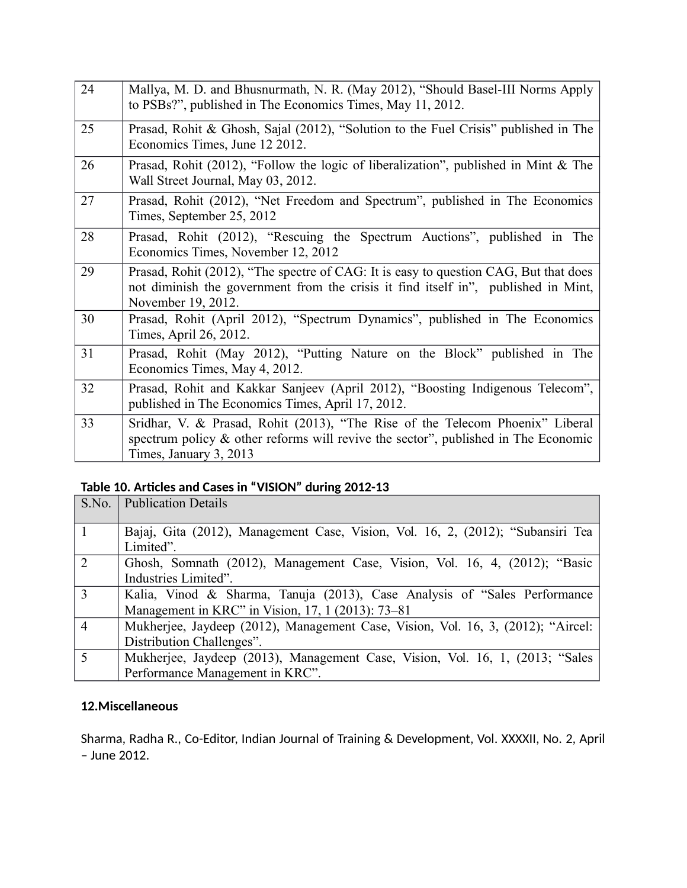| | |
|---|---|
| 24 | Mallya, M. D. and Bhusnurmath, N. R. (May 2012), "Should Basel-III Norms Apply to PSBs?", published in The Economics Times, May 11, 2012. |
| 25 | Prasad, Rohit & Ghosh, Sajal (2012), "Solution to the Fuel Crisis" published in The Economics Times, June 12 2012. |
| 26 | Prasad, Rohit (2012), "Follow the logic of liberalization", published in Mint & The Wall Street Journal, May 03, 2012. |
| 27 | Prasad, Rohit (2012), "Net Freedom and Spectrum", published in The Economics Times, September 25, 2012 |
| 28 | Prasad, Rohit (2012), "Rescuing the Spectrum Auctions", published in The Economics Times, November 12, 2012 |
| 29 | Prasad, Rohit (2012), "The spectre of CAG: It is easy to question CAG, But that does not diminish the government from the crisis it find itself in", published in Mint, November 19, 2012. |
| 30 | Prasad, Rohit (April 2012), "Spectrum Dynamics", published in The Economics Times, April 26, 2012. |
| 31 | Prasad, Rohit (May 2012), "Putting Nature on the Block" published in The Economics Times, May 4, 2012. |
| 32 | Prasad, Rohit and Kakkar Sanjeev (April 2012), "Boosting Indigenous Telecom", published in The Economics Times, April 17, 2012. |
| 33 | Sridhar, V. & Prasad, Rohit (2013), "The Rise of the Telecom Phoenix" Liberal spectrum policy & other reforms will revive the sector", published in The Economic Times, January 3, 2013 |

**Table 10. Articles and Cases in "VISION" during 2012-13**

| S.No. | Publication Details |
|---|---|
| 1 | Bajaj, Gita (2012), Management Case, Vision, Vol. 16, 2, (2012); "Subansiri Tea Limited". |
| 2 | Ghosh, Somnath (2012), Management Case, Vision, Vol. 16, 4, (2012); "Basic Industries Limited". |
| 3 | Kalia, Vinod & Sharma, Tanuja (2013), Case Analysis of "Sales Performance Management in KRC" in Vision, 17, 1 (2013): 73–81 |
| 4 | Mukherjee, Jaydeep (2012), Management Case, Vision, Vol. 16, 3, (2012); "Aircel: Distribution Challenges". |
| 5 | Mukherjee, Jaydeep (2013), Management Case, Vision, Vol. 16, 1, (2013; "Sales Performance Management in KRC". |

**12.Miscellaneous**

Sharma, Radha R., Co-Editor, Indian Journal of Training & Development, Vol. XXXXII, No. 2, April – June 2012.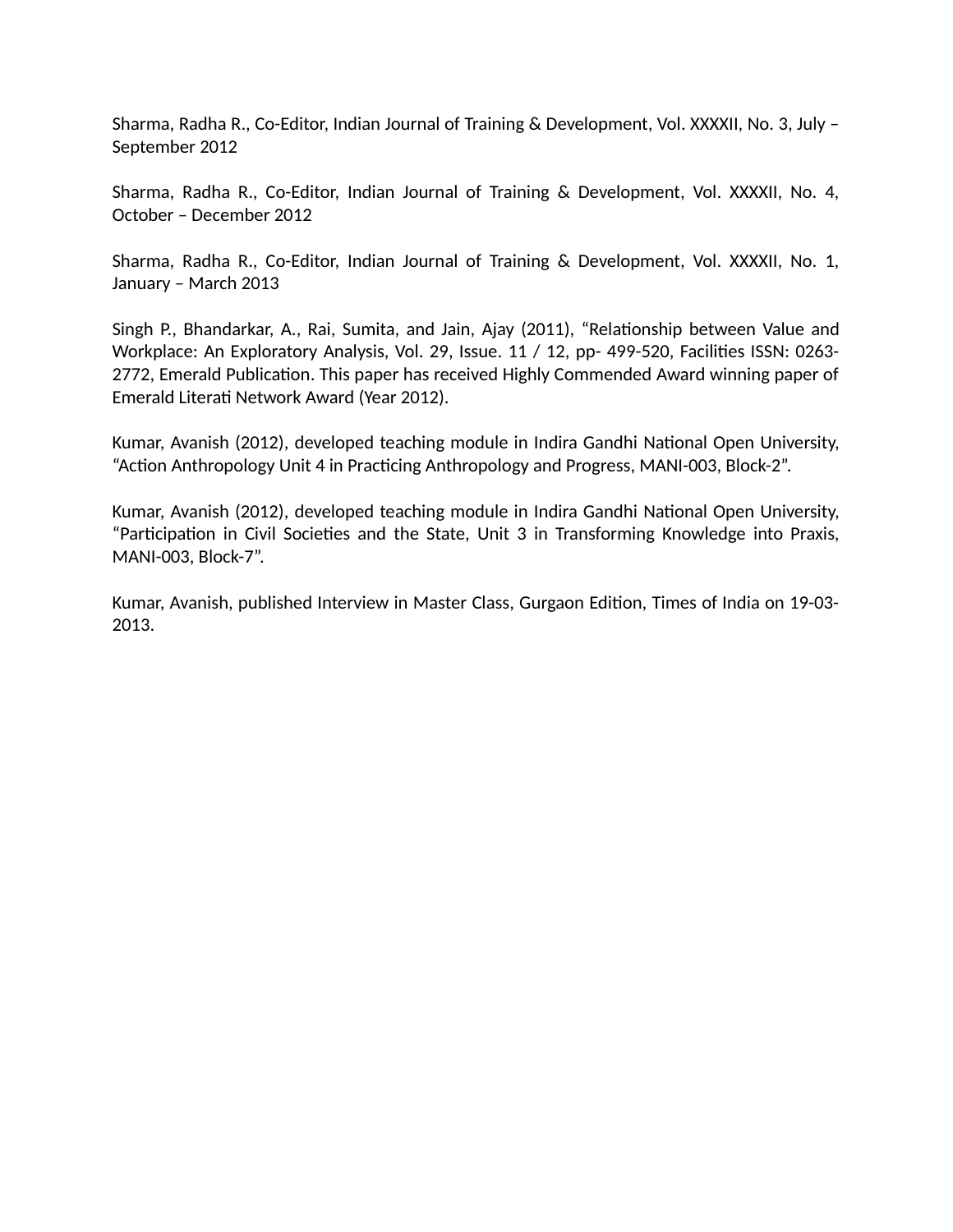Sharma, Radha R., Co-Editor, Indian Journal of Training & Development, Vol. XXXXII, No. 3, July – September 2012

Sharma, Radha R., Co-Editor, Indian Journal of Training & Development, Vol. XXXXII, No. 4, October – December 2012

Sharma, Radha R., Co-Editor, Indian Journal of Training & Development, Vol. XXXXII, No. 1, January – March 2013

Singh P., Bhandarkar, A., Rai, Sumita, and Jain, Ajay (2011), "Relationship between Value and Workplace: An Exploratory Analysis, Vol. 29, Issue. 11 / 12, pp- 499-520, Facilities ISSN: 0263-2772, Emerald Publication. This paper has received Highly Commended Award winning paper of Emerald Literati Network Award (Year 2012).

Kumar, Avanish (2012), developed teaching module in Indira Gandhi National Open University, "Action Anthropology Unit 4 in Practicing Anthropology and Progress, MANI-003, Block-2".

Kumar, Avanish (2012), developed teaching module in Indira Gandhi National Open University, "Participation in Civil Societies and the State, Unit 3 in Transforming Knowledge into Praxis, MANI-003, Block-7".

Kumar, Avanish, published Interview in Master Class, Gurgaon Edition, Times of India on 19-03-2013.